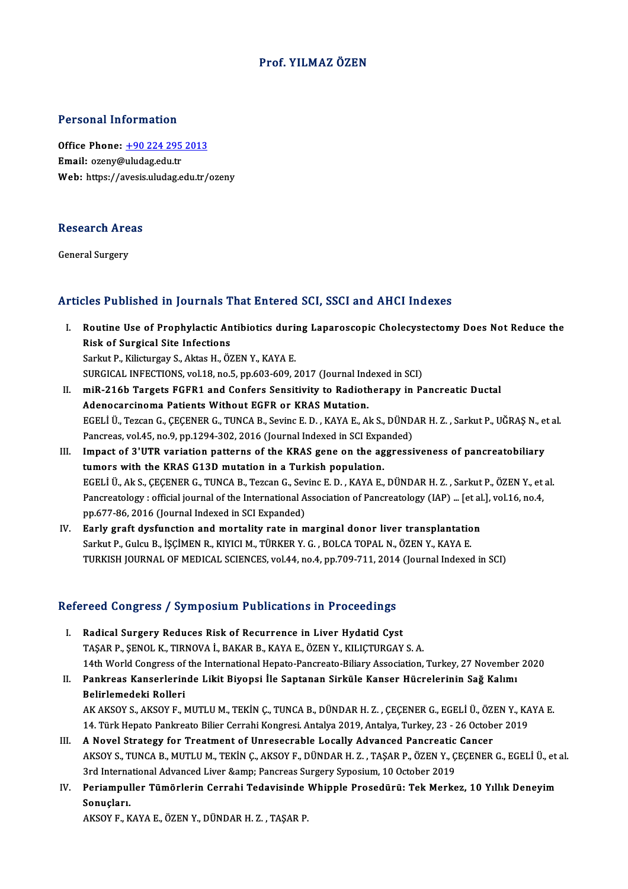# Prof. YILMAZ ÖZEN

## Personal Information

**Office Phone:** +90 224 295 2013
**Email:** ozeny@uludag.edu.tr
**Web:** https://avesis.uludag.edu.tr/ozeny

## Research Areas

General Surgery

## Articles Published in Journals That Entered SCI, SSCI and AHCI Indexes

I. **Routine Use of Prophylactic Antibiotics during Laparoscopic Cholecystectomy Does Not Reduce the Risk of Surgical Site Infections**
Sarkut P., Kilicturgay S., Aktas H., ÖZEN Y., KAYA E.
SURGICAL INFECTIONS, vol.18, no.5, pp.603-609, 2017 (Journal Indexed in SCI)

II. **miR-216b Targets FGFR1 and Confers Sensitivity to Radiotherapy in Pancreatic Ductal Adenocarcinoma Patients Without EGFR or KRAS Mutation.**
EGELİ Ü., Tezcan G., ÇEÇENER G., TUNCA B., Sevinc E. D. , KAYA E., Ak S., DÜNDAR H. Z. , Sarkut P., UĞRAŞ N., et al.
Pancreas, vol.45, no.9, pp.1294-302, 2016 (Journal Indexed in SCI Expanded)

III. **Impact of 3'UTR variation patterns of the KRAS gene on the aggressiveness of pancreatobiliary tumors with the KRAS G13D mutation in a Turkish population.**
EGELİ Ü., Ak S., ÇEÇENER G., TUNCA B., Tezcan G., Sevinc E. D. , KAYA E., DÜNDAR H. Z. , Sarkut P., ÖZEN Y., et al.
Pancreatology : official journal of the International Association of Pancreatology (IAP) ... [et al.], vol.16, no.4, pp.677-86, 2016 (Journal Indexed in SCI Expanded)

IV. **Early graft dysfunction and mortality rate in marginal donor liver transplantation**
Sarkut P., Gulcu B., İŞÇİMEN R., KIYICI M., TÜRKER Y. G. , BOLCA TOPAL N., ÖZEN Y., KAYA E.
TURKISH JOURNAL OF MEDICAL SCIENCES, vol.44, no.4, pp.709-711, 2014 (Journal Indexed in SCI)

## Refereed Congress / Symposium Publications in Proceedings

I. **Radical Surgery Reduces Risk of Recurrence in Liver Hydatid Cyst**
TAŞAR P., ŞENOL K., TIRNOVA İ., BAKAR B., KAYA E., ÖZEN Y., KILIÇTURGAY S. A.
14th World Congress of the International Hepato-Pancreato-Biliary Association, Turkey, 27 November 2020

II. **Pankreas Kanserlerinde Likit Biyopsi İle Saptanan Sirküle Kanser Hücrelerinin Sağ Kalımı Belirlemedeki Rolleri**
AK AKSOY S., AKSOY F., MUTLU M., TEKİN Ç., TUNCA B., DÜNDAR H. Z. , ÇEÇENER G., EGELİ Ü., ÖZEN Y., KAYA E.
14. Türk Hepato Pankreato Bilier Cerrahi Kongresi. Antalya 2019, Antalya, Turkey, 23 - 26 October 2019

III. **A Novel Strategy for Treatment of Unresecrable Locally Advanced Pancreatic Cancer**
AKSOY S., TUNCA B., MUTLU M., TEKİN Ç., AKSOY F., DÜNDAR H. Z. , TAŞAR P., ÖZEN Y., ÇEÇENER G., EGELİ Ü., et al.
3rd International Advanced Liver &amp; Pancreas Surgery Syposium, 10 October 2019

IV. **Periampuller Tümörlerin Cerrahi Tedavisinde Whipple Prosedürü: Tek Merkez, 10 Yıllık Deneyim Sonuçları.**
AKSOY F., KAYA E., ÖZEN Y., DÜNDAR H. Z. , TAŞAR P.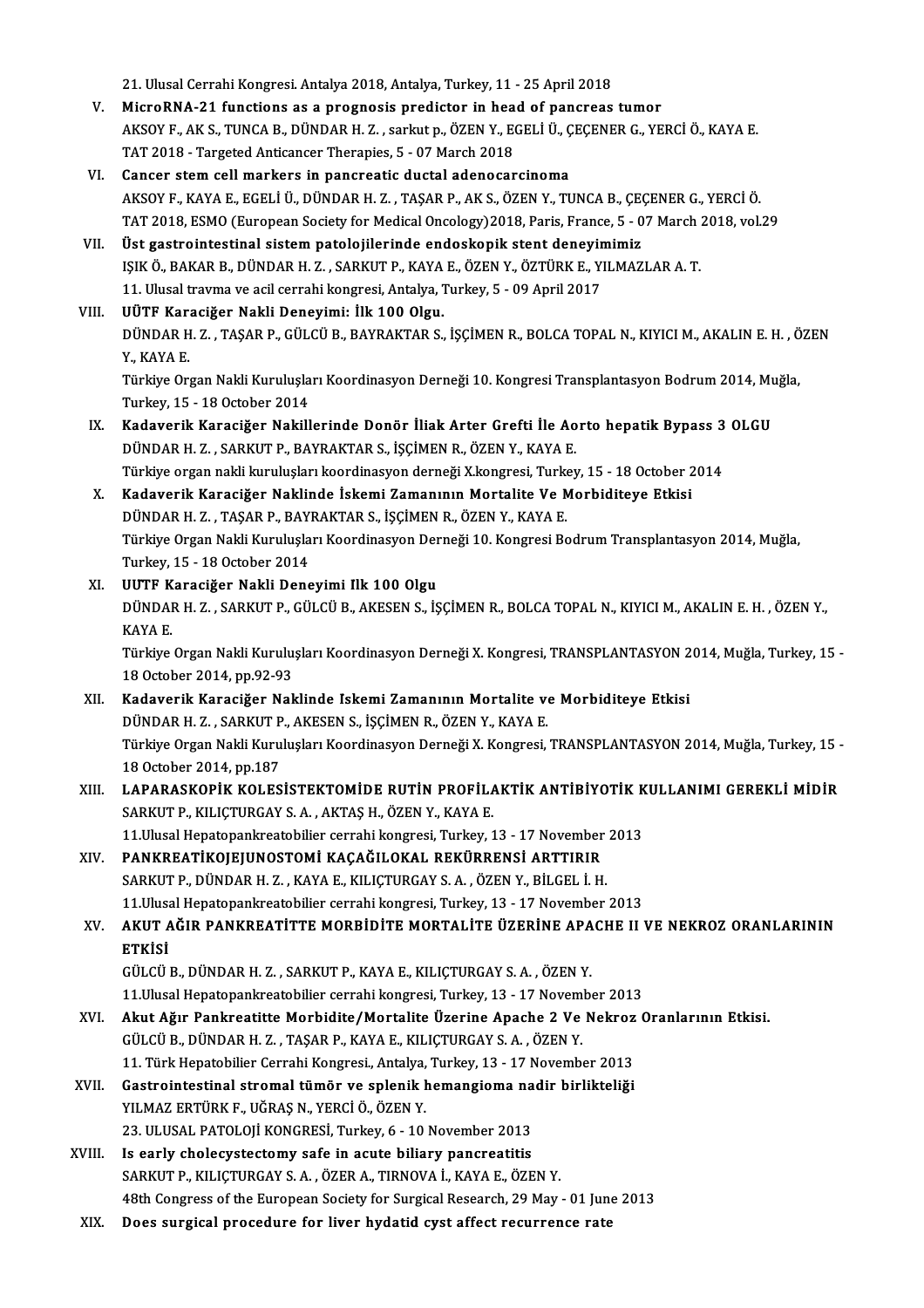21. Ulusal Cerrahi Kongresi. Antalya 2018, Antalya, Turkey, 11 - 25 April 2018

V. **MicroRNA-21 functions as a prognosis predictor in head of pancreas tumor**
AKSOY F., AK S., TUNCA B., DÜNDAR H. Z. , sarkut p., ÖZEN Y., EGELİ Ü., ÇEÇENER G., YERCİ Ö., KAYA E.
TAT 2018 - Targeted Anticancer Therapies, 5 - 07 March 2018

VI. **Cancer stem cell markers in pancreatic ductal adenocarcinoma**
AKSOY F., KAYA E., EGELİ Ü., DÜNDAR H. Z. , TAŞAR P., AK S., ÖZEN Y., TUNCA B., ÇEÇENER G., YERCİ Ö.
TAT 2018, ESMO (European Society for Medical Oncology)2018, Paris, France, 5 - 07 March 2018, vol.29

VII. **Üst gastrointestinal sistem patolojilerinde endoskopik stent deneyimimiz**
IŞIK Ö., BAKAR B., DÜNDAR H. Z. , SARKUT P., KAYA E., ÖZEN Y., ÖZTÜRK E., YILMAZLAR A. T.
11. Ulusal travma ve acil cerrahi kongresi, Antalya, Turkey, 5 - 09 April 2017

VIII. **UÜTF Karaciğer Nakli Deneyimi: İlk 100 Olgu.**
DÜNDAR H. Z. , TAŞAR P., GÜLCÜ B., BAYRAKTAR S., İŞÇİMEN R., BOLCA TOPAL N., KIYICI M., AKALIN E. H. , ÖZEN Y., KAYA E.
Türkiye Organ Nakli Kuruluşları Koordinasyon Derneği 10. Kongresi Transplantasyon Bodrum 2014, Muğla, Turkey, 15 - 18 October 2014

IX. **Kadaverik Karaciğer Nakillerinde Donör İliak Arter Grefti İle Aorto hepatik Bypass 3 OLGU**
DÜNDAR H. Z. , SARKUT P., BAYRAKTAR S., İŞÇİMEN R., ÖZEN Y., KAYA E.
Türkiye organ nakli kuruluşları koordinasyon derneği X.kongresi, Turkey, 15 - 18 October 2014

X. **Kadaverik Karaciğer Naklinde İskemi Zamanının Mortalite Ve Morbiditeye Etkisi**
DÜNDAR H. Z. , TAŞAR P., BAYRAKTAR S., İŞÇİMEN R., ÖZEN Y., KAYA E.
Türkiye Organ Nakli Kuruluşları Koordinasyon Derneği 10. Kongresi Bodrum Transplantasyon 2014, Muğla, Turkey, 15 - 18 October 2014

XI. **UUTF Karaciğer Nakli Deneyimi Ilk 100 Olgu**
DÜNDAR H. Z. , SARKUT P., GÜLCÜ B., AKESEN S., İŞÇİMEN R., BOLCA TOPAL N., KIYICI M., AKALIN E. H. , ÖZEN Y., KAYA E.
Türkiye Organ Nakli Kuruluşları Koordinasyon Derneği X. Kongresi, TRANSPLANTASYON 2014, Muğla, Turkey, 15 - 18 October 2014, pp.92-93

XII. **Kadaverik Karaciğer Naklinde Iskemi Zamanının Mortalite ve Morbiditeye Etkisi**
DÜNDAR H. Z. , SARKUT P., AKESEN S., İŞÇİMEN R., ÖZEN Y., KAYA E.
Türkiye Organ Nakli Kuruluşları Koordinasyon Derneği X. Kongresi, TRANSPLANTASYON 2014, Muğla, Turkey, 15 - 18 October 2014, pp.187

XIII. **LAPARASKOPİK KOLESİSTEKTOMİDE RUTİN PROFİLAKTİK ANTİBİYOTİK KULLANIMI GEREKLİ MİDİR**
SARKUT P., KILIÇTURGAY S. A. , AKTAŞ H., ÖZEN Y., KAYA E.
11.Ulusal Hepatopankreatobilier cerrahi kongresi, Turkey, 13 - 17 November 2013

XIV. **PANKREATİKOJEJUNOSTOMİ KAÇAĞILOKAL REKÜRRENSİ ARTTIRIR**
SARKUT P., DÜNDAR H. Z. , KAYA E., KILIÇTURGAY S. A. , ÖZEN Y., BİLGEL İ. H.
11.Ulusal Hepatopankreatobilier cerrahi kongresi, Turkey, 13 - 17 November 2013

XV. **AKUT AĞIR PANKREATİTTE MORBİDİTE MORTALİTE ÜZERİNE APACHE II VE NEKROZ ORANLARININ ETKİSİ**
GÜLCÜ B., DÜNDAR H. Z. , SARKUT P., KAYA E., KILIÇTURGAY S. A. , ÖZEN Y.
11.Ulusal Hepatopankreatobilier cerrahi kongresi, Turkey, 13 - 17 November 2013

XVI. **Akut Ağır Pankreatitte Morbidite/Mortalite Üzerine Apache 2 Ve Nekroz Oranlarının Etkisi.**
GÜLCÜ B., DÜNDAR H. Z. , TAŞAR P., KAYA E., KILIÇTURGAY S. A. , ÖZEN Y.
11. Türk Hepatobilier Cerrahi Kongresi., Antalya, Turkey, 13 - 17 November 2013

XVII. **Gastrointestinal stromal tümör ve splenik hemangioma nadir birlikteliği**
YILMAZ ERTÜRK F., UĞRAŞ N., YERCİ Ö., ÖZEN Y.
23. ULUSAL PATOLOJİ KONGRESİ, Turkey, 6 - 10 November 2013

XVIII. **Is early cholecystectomy safe in acute biliary pancreatitis**
SARKUT P., KILIÇTURGAY S. A. , ÖZER A., TIRNOVA İ., KAYA E., ÖZEN Y.
48th Congress of the European Society for Surgical Research, 29 May - 01 June 2013

XIX. **Does surgical procedure for liver hydatid cyst affect recurrence rate**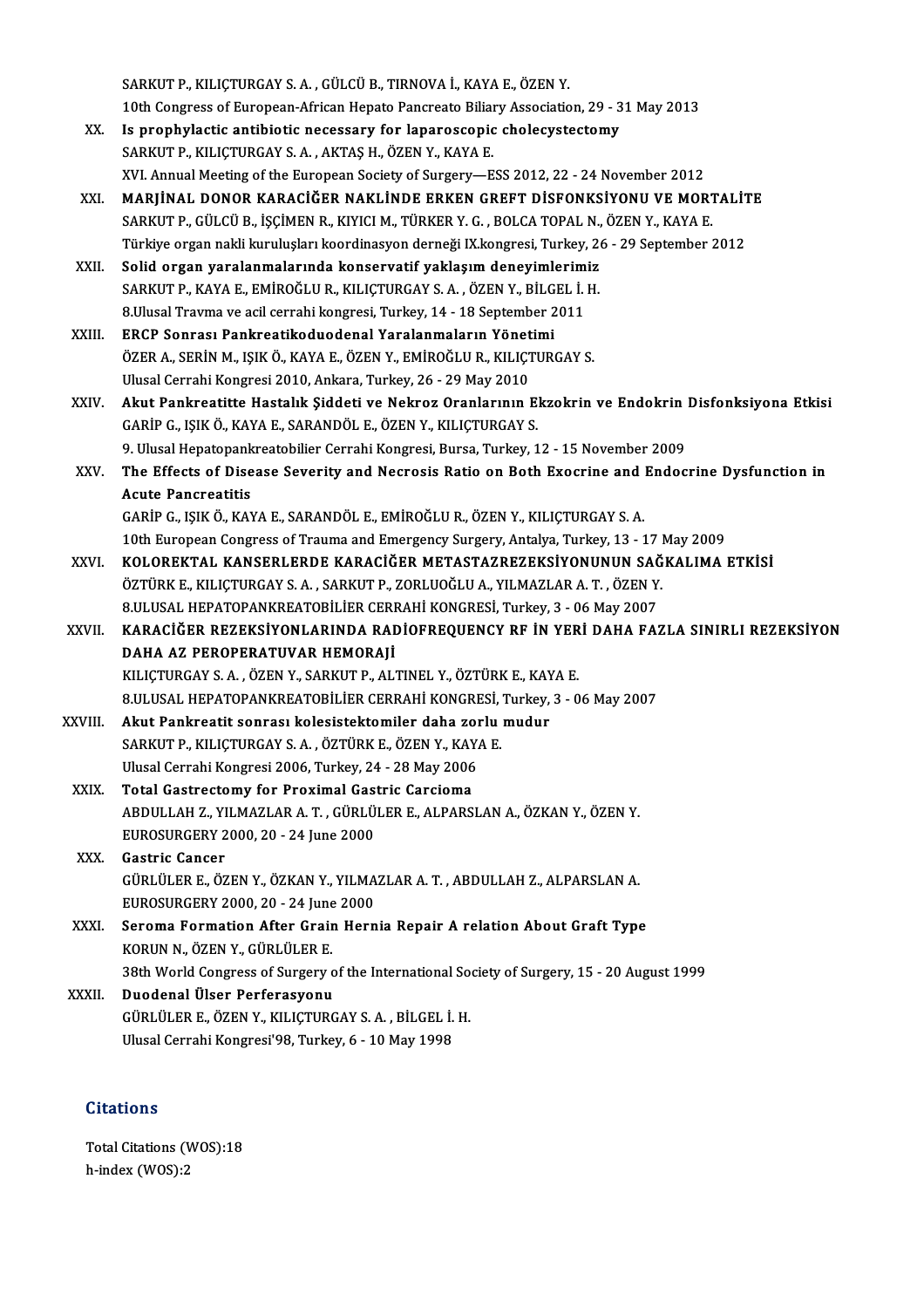SARKUT P., KILIÇTURGAY S. A. , GÜLCÜ B., TIRNOVA İ., KAYA E., ÖZEN Y.
10th Congress of European-African Hepato Pancreato Biliary Association, 29 - 31 May 2013

XX. **Is prophylactic antibiotic necessary for laparoscopic cholecystectomy**
SARKUT P., KILIÇTURGAY S. A. , AKTAŞ H., ÖZEN Y., KAYA E.
XVI. Annual Meeting of the European Society of Surgery—ESS 2012, 22 - 24 November 2012

XXI. **MARJİNAL DONOR KARACİĞER NAKLİNDE ERKEN GREFT DİSFONKSİYONU VE MORTALİTE**
SARKUT P., GÜLCÜ B., İŞÇİMEN R., KIYICI M., TÜRKER Y. G. , BOLCA TOPAL N., ÖZEN Y., KAYA E.
Türkiye organ nakli kuruluşları koordinasyon derneği IX.kongresi, Turkey, 26 - 29 September 2012

XXII. **Solid organ yaralanmalarında konservatif yaklaşım deneyimlerimiz**
SARKUT P., KAYA E., EMİROĞLU R., KILIÇTURGAY S. A. , ÖZEN Y., BİLGEL İ. H.
8.Ulusal Travma ve acil cerrahi kongresi, Turkey, 14 - 18 September 2011

XXIII. **ERCP Sonrası Pankreatikoduodenal Yaralanmaların Yönetimi**
ÖZER A., SERİN M., IŞIK Ö., KAYA E., ÖZEN Y., EMİROĞLU R., KILIÇTURGAY S.
Ulusal Cerrahi Kongresi 2010, Ankara, Turkey, 26 - 29 May 2010

XXIV. **Akut Pankreatitte Hastalık Şiddeti ve Nekroz Oranlarının Ekzokrin ve Endokrin Disfonksiyona Etkisi**
GARİP G., IŞIK Ö., KAYA E., SARANDÖL E., ÖZEN Y., KILIÇTURGAY S.
9. Ulusal Hepatopankreatobilier Cerrahi Kongresi, Bursa, Turkey, 12 - 15 November 2009

XXV. **The Effects of Disease Severity and Necrosis Ratio on Both Exocrine and Endocrine Dysfunction in Acute Pancreatitis**
GARİP G., IŞIK Ö., KAYA E., SARANDÖL E., EMİROĞLU R., ÖZEN Y., KILIÇTURGAY S. A.
10th European Congress of Trauma and Emergency Surgery, Antalya, Turkey, 13 - 17 May 2009

XXVI. **KOLOREKTAL KANSERLERDE KARACİĞER METASTAZREZEKSİYONUNUN SAĞKALIMA ETKİSİ**
ÖZTÜRK E., KILIÇTURGAY S. A. , SARKUT P., ZORLUOĞLU A., YILMAZLAR A. T. , ÖZEN Y.
8.ULUSAL HEPATOPANKREATOBİLİER CERRAHİ KONGRESİ, Turkey, 3 - 06 May 2007

XXVII. **KARACİĞER REZEKSİYONLARINDA RADİOFREQUENCY RF İN YERİ DAHA FAZLA SINIRLI REZEKSİYON DAHA AZ PEROPERATUVAR HEMORAJİ**
KILIÇTURGAY S. A. , ÖZEN Y., SARKUT P., ALTINEL Y., ÖZTÜRK E., KAYA E.
8.ULUSAL HEPATOPANKREATOBİLİER CERRAHİ KONGRESİ, Turkey, 3 - 06 May 2007

XXVIII. **Akut Pankreatit sonrası kolesistektomiler daha zorlu mudur**
SARKUT P., KILIÇTURGAY S. A. , ÖZTÜRK E., ÖZEN Y., KAYA E.
Ulusal Cerrahi Kongresi 2006, Turkey, 24 - 28 May 2006

XXIX. **Total Gastrectomy for Proximal Gastric Carcioma**
ABDULLAH Z., YILMAZLAR A. T. , GÜRLÜLER E., ALPARSLAN A., ÖZKAN Y., ÖZEN Y.
EUROSURGERY 2000, 20 - 24 June 2000

XXX. **Gastric Cancer**
GÜRLÜLER E., ÖZEN Y., ÖZKAN Y., YILMAZLAR A. T. , ABDULLAH Z., ALPARSLAN A.
EUROSURGERY 2000, 20 - 24 June 2000

XXXI. **Seroma Formation After Grain Hernia Repair A relation About Graft Type**
KORUN N., ÖZEN Y., GÜRLÜLER E.
38th World Congress of Surgery of the International Society of Surgery, 15 - 20 August 1999

XXXII. **Duodenal Ülser Perferasyonu**
GÜRLÜLER E., ÖZEN Y., KILIÇTURGAY S. A. , BİLGEL İ. H.
Ulusal Cerrahi Kongresi'98, Turkey, 6 - 10 May 1998

## Citations

Total Citations (WOS):18
h-index (WOS):2